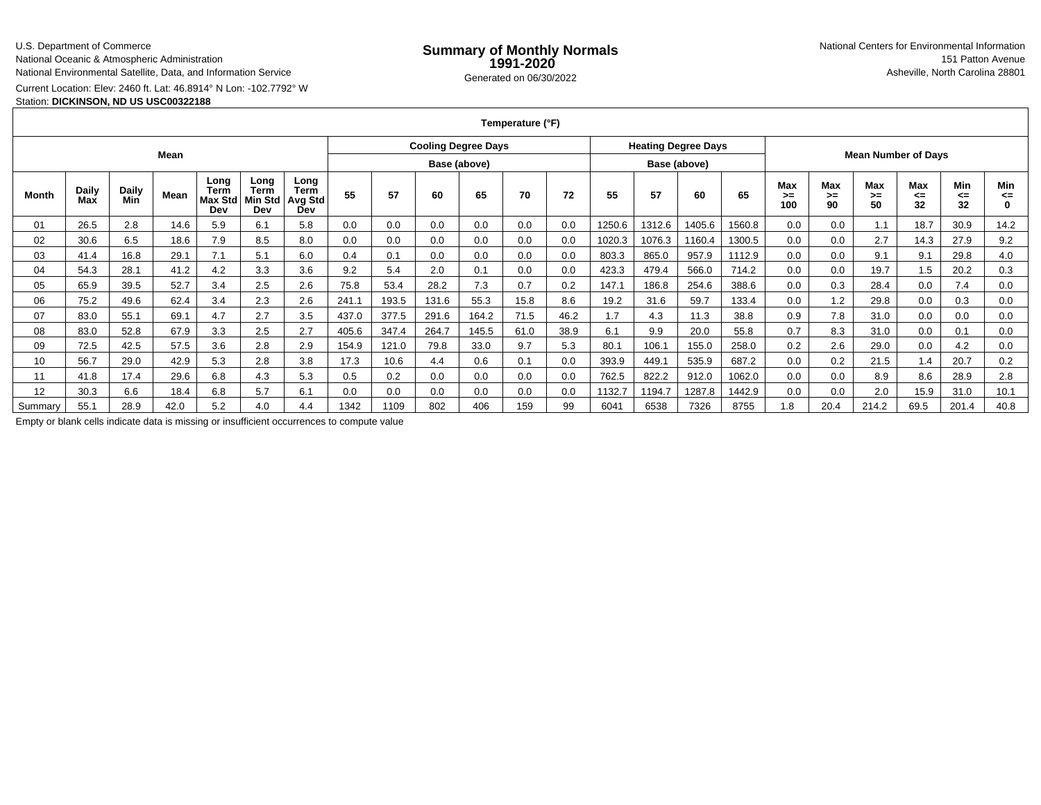U.S. Department of Commerce
National Oceanic & Atmospheric Administration
National Environmental Satellite, Data, and Information Service

# Summary of Monthly Normals
## 1991-2020

Generated on 06/30/2022

National Centers for Environmental Information
151 Patton Avenue
Asheville, North Carolina 28801

Current Location: Elev: 2460 ft. Lat: 46.8914° N Lon: -102.7792° W
Station: **DICKINSON, ND US USC00322188**

| Temperature (°F) | | | | | | | | | | | | | | | | | | | | | | | |
|---|---|---|---|---|---|---|---|---|---|---|---|---|---|---|---|---|---|---|---|---|---|---|---|
| Mean | | | | | | | Cooling Degree Days | | | | | | Heating Degree Days | | | | Mean Number of Days | | | | | | |
| | | | | | | | Base (above) | | | | | | Base (above) | | | | | | | | | | |
| Month | Daily Max | Daily Min | Mean | Long Term Max Std Dev | Long Term Min Std Dev | Long Term Avg Std Dev | 55 | 57 | 60 | 65 | 70 | 72 | 55 | 57 | 60 | 65 | Max >= 100 | Max >= 90 | Max >= 50 | Max <= 32 | Min <= 32 | Min <= 0 |
| 01 | 26.5 | 2.8 | 14.6 | 5.9 | 6.1 | 5.8 | 0.0 | 0.0 | 0.0 | 0.0 | 0.0 | 0.0 | 1250.6 | 1312.6 | 1405.6 | 1560.8 | 0.0 | 0.0 | 1.1 | 18.7 | 30.9 | 14.2 |
| 02 | 30.6 | 6.5 | 18.6 | 7.9 | 8.5 | 8.0 | 0.0 | 0.0 | 0.0 | 0.0 | 0.0 | 0.0 | 1020.3 | 1076.3 | 1160.4 | 1300.5 | 0.0 | 0.0 | 2.7 | 14.3 | 27.9 | 9.2 |
| 03 | 41.4 | 16.8 | 29.1 | 7.1 | 5.1 | 6.0 | 0.4 | 0.1 | 0.0 | 0.0 | 0.0 | 0.0 | 803.3 | 865.0 | 957.9 | 1112.9 | 0.0 | 0.0 | 9.1 | 9.1 | 29.8 | 4.0 |
| 04 | 54.3 | 28.1 | 41.2 | 4.2 | 3.3 | 3.6 | 9.2 | 5.4 | 2.0 | 0.1 | 0.0 | 0.0 | 423.3 | 479.4 | 566.0 | 714.2 | 0.0 | 0.0 | 19.7 | 1.5 | 20.2 | 0.3 |
| 05 | 65.9 | 39.5 | 52.7 | 3.4 | 2.5 | 2.6 | 75.8 | 53.4 | 28.2 | 7.3 | 0.7 | 0.2 | 147.1 | 186.8 | 254.6 | 388.6 | 0.0 | 0.3 | 28.4 | 0.0 | 7.4 | 0.0 |
| 06 | 75.2 | 49.6 | 62.4 | 3.4 | 2.3 | 2.6 | 241.1 | 193.5 | 131.6 | 55.3 | 15.8 | 8.6 | 19.2 | 31.6 | 59.7 | 133.4 | 0.0 | 1.2 | 29.8 | 0.0 | 0.3 | 0.0 |
| 07 | 83.0 | 55.1 | 69.1 | 4.7 | 2.7 | 3.5 | 437.0 | 377.5 | 291.6 | 164.2 | 71.5 | 46.2 | 1.7 | 4.3 | 11.3 | 38.8 | 0.9 | 7.8 | 31.0 | 0.0 | 0.0 | 0.0 |
| 08 | 83.0 | 52.8 | 67.9 | 3.3 | 2.5 | 2.7 | 405.6 | 347.4 | 264.7 | 145.5 | 61.0 | 38.9 | 6.1 | 9.9 | 20.0 | 55.8 | 0.7 | 8.3 | 31.0 | 0.0 | 0.1 | 0.0 |
| 09 | 72.5 | 42.5 | 57.5 | 3.6 | 2.8 | 2.9 | 154.9 | 121.0 | 79.8 | 33.0 | 9.7 | 5.3 | 80.1 | 106.1 | 155.0 | 258.0 | 0.2 | 2.6 | 29.0 | 0.0 | 4.2 | 0.0 |
| 10 | 56.7 | 29.0 | 42.9 | 5.3 | 2.8 | 3.8 | 17.3 | 10.6 | 4.4 | 0.6 | 0.1 | 0.0 | 393.9 | 449.1 | 535.9 | 687.2 | 0.0 | 0.2 | 21.5 | 1.4 | 20.7 | 0.2 |
| 11 | 41.8 | 17.4 | 29.6 | 6.8 | 4.3 | 5.3 | 0.5 | 0.2 | 0.0 | 0.0 | 0.0 | 0.0 | 762.5 | 822.2 | 912.0 | 1062.0 | 0.0 | 0.0 | 8.9 | 8.6 | 28.9 | 2.8 |
| 12 | 30.3 | 6.6 | 18.4 | 6.8 | 5.7 | 6.1 | 0.0 | 0.0 | 0.0 | 0.0 | 0.0 | 0.0 | 1132.7 | 1194.7 | 1287.8 | 1442.9 | 0.0 | 0.0 | 2.0 | 15.9 | 31.0 | 10.1 |
| Summary | 55.1 | 28.9 | 42.0 | 5.2 | 4.0 | 4.4 | 1342 | 1109 | 802 | 406 | 159 | 99 | 6041 | 6538 | 7326 | 8755 | 1.8 | 20.4 | 214.2 | 69.5 | 201.4 | 40.8 |

Empty or blank cells indicate data is missing or insufficient occurrences to compute value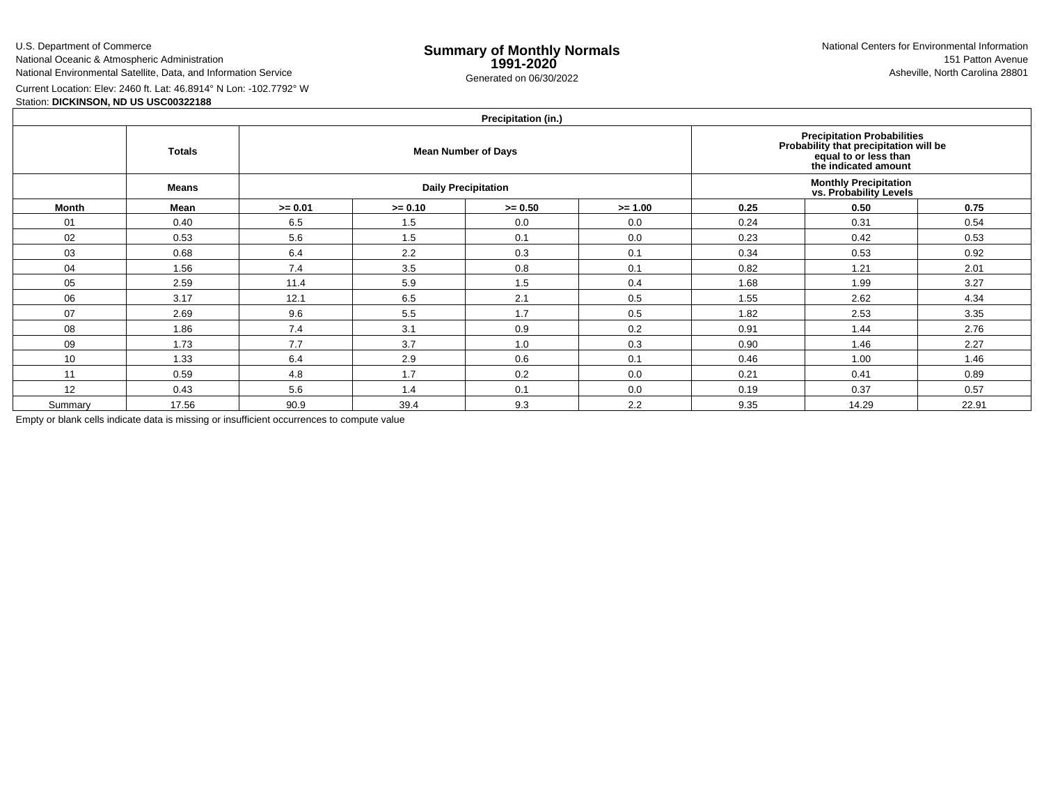U.S. Department of Commerce
National Oceanic & Atmospheric Administration
National Environmental Satellite, Data, and Information Service

# Summary of Monthly Normals 1991-2020

Generated on 06/30/2022

National Centers for Environmental Information
151 Patton Avenue
Asheville, North Carolina 28801

Current Location: Elev: 2460 ft. Lat: 46.8914° N Lon: -102.7792° W
Station: **DICKINSON, ND US USC00322188**

| Precipitation (in.) | | | | | | | | |
|---|---|---|---|---|---|---|---|---|
| | **Totals** | **Mean Number of Days** | | | | **Precipitation Probabilities Probability that precipitation will be equal to or less than the indicated amount** | | |
| | **Means** | **Daily Precipitation** | | | | **Monthly Precipitation vs. Probability Levels** | | |
| **Month** | **Mean** | **>= 0.01** | **>= 0.10** | **>= 0.50** | **>= 1.00** | **0.25** | **0.50** | **0.75** |
| 01 | 0.40 | 6.5 | 1.5 | 0.0 | 0.0 | 0.24 | 0.31 | 0.54 |
| 02 | 0.53 | 5.6 | 1.5 | 0.1 | 0.0 | 0.23 | 0.42 | 0.53 |
| 03 | 0.68 | 6.4 | 2.2 | 0.3 | 0.1 | 0.34 | 0.53 | 0.92 |
| 04 | 1.56 | 7.4 | 3.5 | 0.8 | 0.1 | 0.82 | 1.21 | 2.01 |
| 05 | 2.59 | 11.4 | 5.9 | 1.5 | 0.4 | 1.68 | 1.99 | 3.27 |
| 06 | 3.17 | 12.1 | 6.5 | 2.1 | 0.5 | 1.55 | 2.62 | 4.34 |
| 07 | 2.69 | 9.6 | 5.5 | 1.7 | 0.5 | 1.82 | 2.53 | 3.35 |
| 08 | 1.86 | 7.4 | 3.1 | 0.9 | 0.2 | 0.91 | 1.44 | 2.76 |
| 09 | 1.73 | 7.7 | 3.7 | 1.0 | 0.3 | 0.90 | 1.46 | 2.27 |
| 10 | 1.33 | 6.4 | 2.9 | 0.6 | 0.1 | 0.46 | 1.00 | 1.46 |
| 11 | 0.59 | 4.8 | 1.7 | 0.2 | 0.0 | 0.21 | 0.41 | 0.89 |
| 12 | 0.43 | 5.6 | 1.4 | 0.1 | 0.0 | 0.19 | 0.37 | 0.57 |
| Summary | 17.56 | 90.9 | 39.4 | 9.3 | 2.2 | 9.35 | 14.29 | 22.91 |

Empty or blank cells indicate data is missing or insufficient occurrences to compute value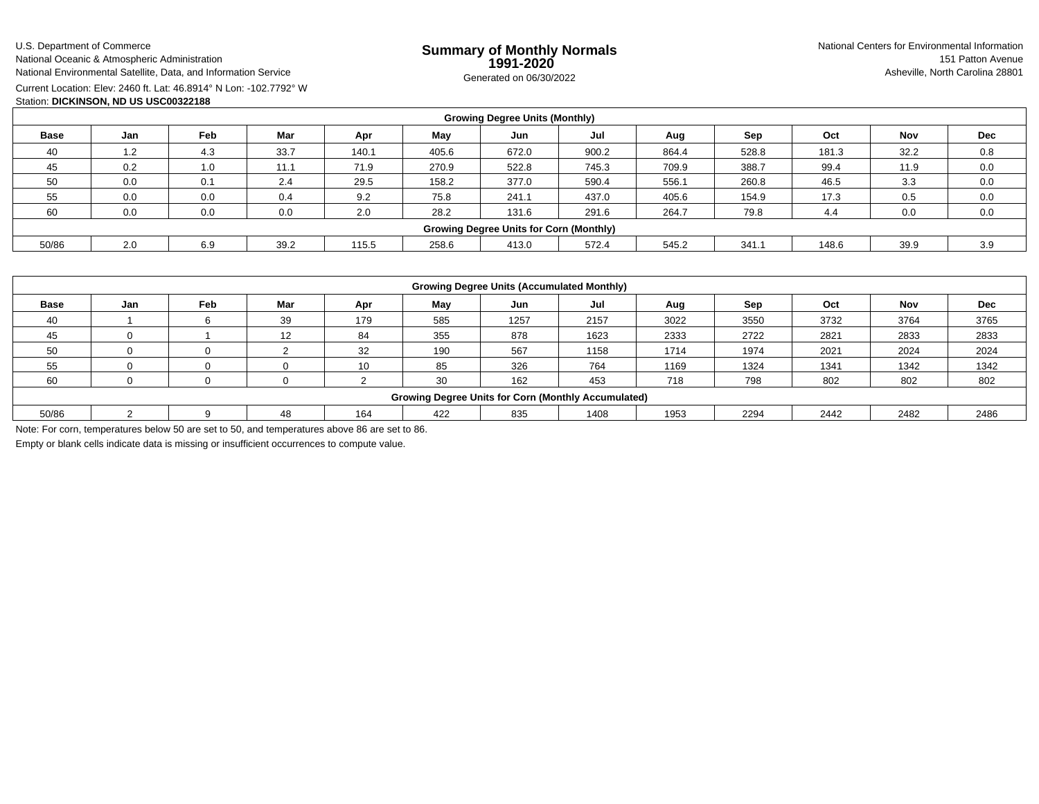U.S. Department of Commerce
National Oceanic & Atmospheric Administration
National Environmental Satellite, Data, and Information Service

# Summary of Monthly Normals 1991-2020

Generated on 06/30/2022

National Centers for Environmental Information
151 Patton Avenue
Asheville, North Carolina 28801

Current Location: Elev: 2460 ft. Lat: 46.8914° N Lon: -102.7792° W
Station: **DICKINSON, ND US USC00322188**

| Growing Degree Units (Monthly) | | | | | | | | | | | | |
|---|---|---|---|---|---|---|---|---|---|---|---|---|
| **Base** | **Jan** | **Feb** | **Mar** | **Apr** | **May** | **Jun** | **Jul** | **Aug** | **Sep** | **Oct** | **Nov** | **Dec** |
| 40 | 1.2 | 4.3 | 33.7 | 140.1 | 405.6 | 672.0 | 900.2 | 864.4 | 528.8 | 181.3 | 32.2 | 0.8 |
| 45 | 0.2 | 1.0 | 11.1 | 71.9 | 270.9 | 522.8 | 745.3 | 709.9 | 388.7 | 99.4 | 11.9 | 0.0 |
| 50 | 0.0 | 0.1 | 2.4 | 29.5 | 158.2 | 377.0 | 590.4 | 556.1 | 260.8 | 46.5 | 3.3 | 0.0 |
| 55 | 0.0 | 0.0 | 0.4 | 9.2 | 75.8 | 241.1 | 437.0 | 405.6 | 154.9 | 17.3 | 0.5 | 0.0 |
| 60 | 0.0 | 0.0 | 0.0 | 2.0 | 28.2 | 131.6 | 291.6 | 264.7 | 79.8 | 4.4 | 0.0 | 0.0 |
| **Growing Degree Units for Corn (Monthly)** | | | | | | | | | | | | |
| 50/86 | 2.0 | 6.9 | 39.2 | 115.5 | 258.6 | 413.0 | 572.4 | 545.2 | 341.1 | 148.6 | 39.9 | 3.9 |

| Growing Degree Units (Accumulated Monthly) | | | | | | | | | | | | |
|---|---|---|---|---|---|---|---|---|---|---|---|---|
| **Base** | **Jan** | **Feb** | **Mar** | **Apr** | **May** | **Jun** | **Jul** | **Aug** | **Sep** | **Oct** | **Nov** | **Dec** |
| 40 | 1 | 6 | 39 | 179 | 585 | 1257 | 2157 | 3022 | 3550 | 3732 | 3764 | 3765 |
| 45 | 0 | 1 | 12 | 84 | 355 | 878 | 1623 | 2333 | 2722 | 2821 | 2833 | 2833 |
| 50 | 0 | 0 | 2 | 32 | 190 | 567 | 1158 | 1714 | 1974 | 2021 | 2024 | 2024 |
| 55 | 0 | 0 | 0 | 10 | 85 | 326 | 764 | 1169 | 1324 | 1341 | 1342 | 1342 |
| 60 | 0 | 0 | 0 | 2 | 30 | 162 | 453 | 718 | 798 | 802 | 802 | 802 |
| **Growing Degree Units for Corn (Monthly Accumulated)** | | | | | | | | | | | | |
| 50/86 | 2 | 9 | 48 | 164 | 422 | 835 | 1408 | 1953 | 2294 | 2442 | 2482 | 2486 |

Note: For corn, temperatures below 50 are set to 50, and temperatures above 86 are set to 86.

Empty or blank cells indicate data is missing or insufficient occurrences to compute value.